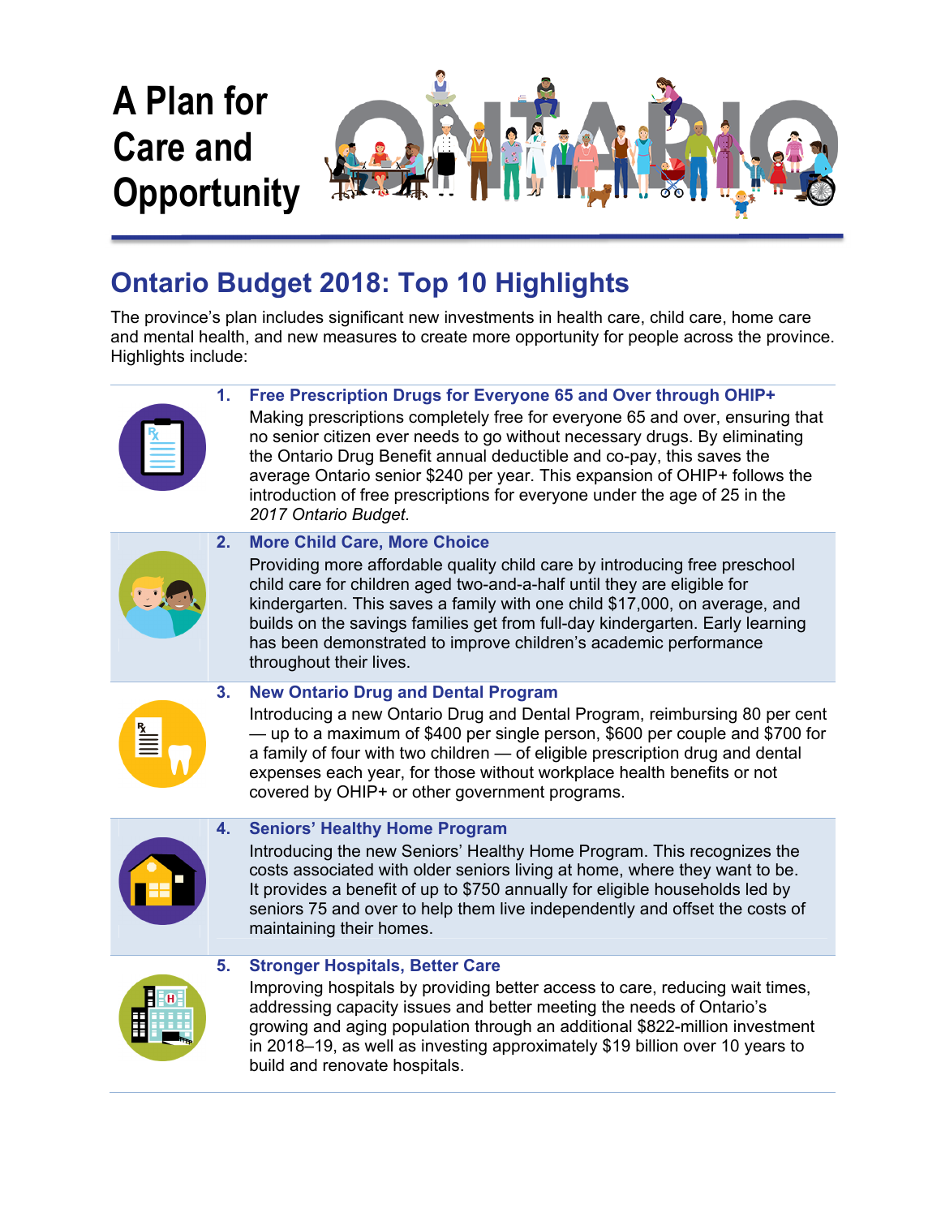# A Plan for Care and Opportunity

## Ontario Budget 2018: Top 10 Highlights

The province's plan includes significant new investments in health care, child care, home care and mental health, and new measures to create more opportunity for people across the province. Highlights include:

1. **Free Prescription Drugs for Everyone 65 and Over through OHIP+**
   Making prescriptions completely free for everyone 65 and over, ensuring that no senior citizen ever needs to go without necessary drugs. By eliminating the Ontario Drug Benefit annual deductible and co-pay, this saves the average Ontario senior $240 per year. This expansion of OHIP+ follows the introduction of free prescriptions for everyone under the age of 25 in the *2017 Ontario Budget*.

2. **More Child Care, More Choice**
   Providing more affordable quality child care by introducing free preschool child care for children aged two-and-a-half until they are eligible for kindergarten. This saves a family with one child $17,000, on average, and builds on the savings families get from full-day kindergarten. Early learning has been demonstrated to improve children's academic performance throughout their lives.

3. **New Ontario Drug and Dental Program**
   Introducing a new Ontario Drug and Dental Program, reimbursing 80 per cent — up to a maximum of $400 per single person, $600 per couple and $700 for a family of four with two children — of eligible prescription drug and dental expenses each year, for those without workplace health benefits or not covered by OHIP+ or other government programs.

4. **Seniors' Healthy Home Program**
   Introducing the new Seniors' Healthy Home Program. This recognizes the costs associated with older seniors living at home, where they want to be. It provides a benefit of up to $750 annually for eligible households led by seniors 75 and over to help them live independently and offset the costs of maintaining their homes.

5. **Stronger Hospitals, Better Care**
   Improving hospitals by providing better access to care, reducing wait times, addressing capacity issues and better meeting the needs of Ontario's growing and aging population through an additional $822-million investment in 2018–19, as well as investing approximately $19 billion over 10 years to build and renovate hospitals.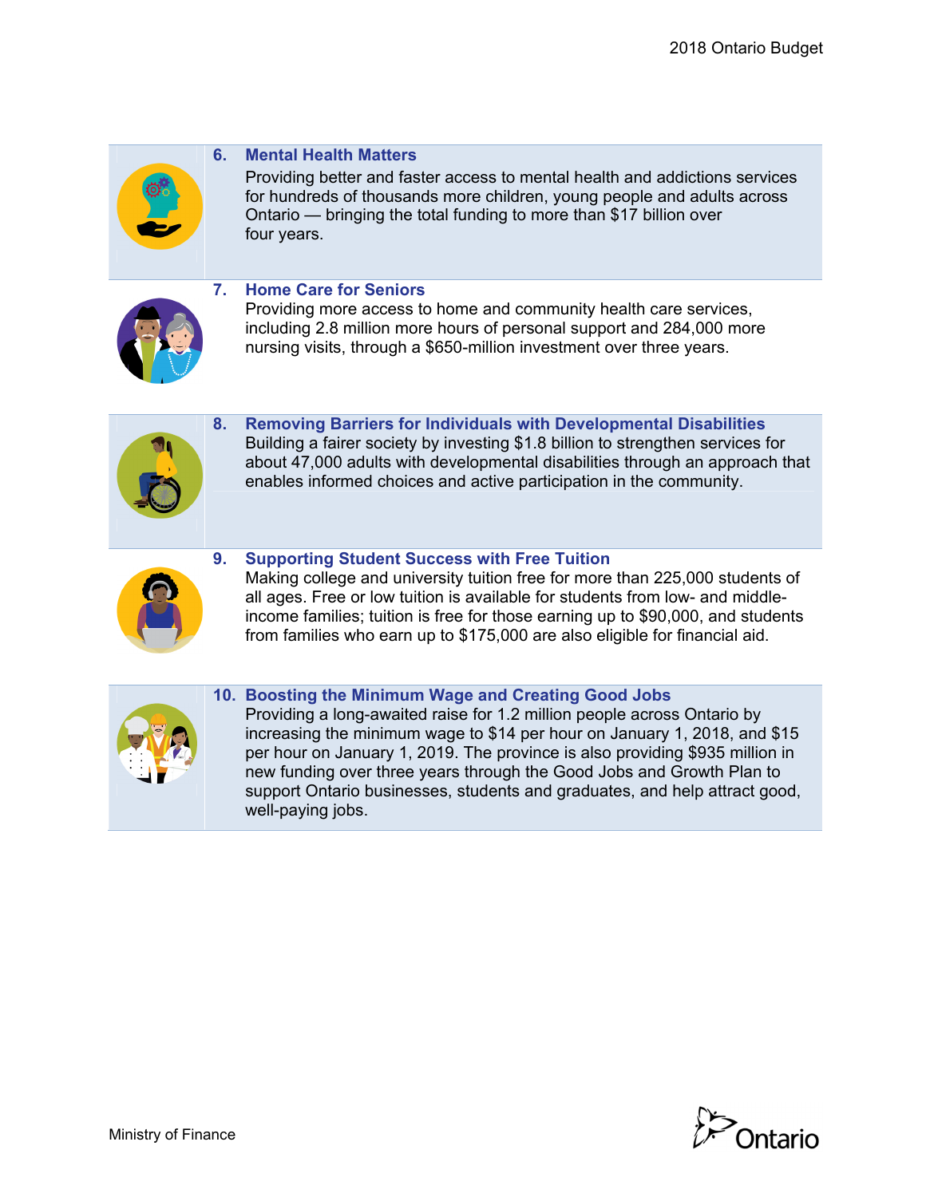### 6. Mental Health Matters

Providing better and faster access to mental health and addictions services for hundreds of thousands more children, young people and adults across Ontario — bringing the total funding to more than $17 billion over four years.

### 7. Home Care for Seniors

Providing more access to home and community health care services, including 2.8 million more hours of personal support and 284,000 more nursing visits, through a $650-million investment over three years.

### 8. Removing Barriers for Individuals with Developmental Disabilities

Building a fairer society by investing $1.8 billion to strengthen services for about 47,000 adults with developmental disabilities through an approach that enables informed choices and active participation in the community.

### 9. Supporting Student Success with Free Tuition

Making college and university tuition free for more than 225,000 students of all ages. Free or low tuition is available for students from low- and middle-income families; tuition is free for those earning up to $90,000, and students from families who earn up to $175,000 are also eligible for financial aid.

### 10. Boosting the Minimum Wage and Creating Good Jobs

Providing a long-awaited raise for 1.2 million people across Ontario by increasing the minimum wage to $14 per hour on January 1, 2018, and $15 per hour on January 1, 2019. The province is also providing $935 million in new funding over three years through the Good Jobs and Growth Plan to support Ontario businesses, students and graduates, and help attract good, well-paying jobs.